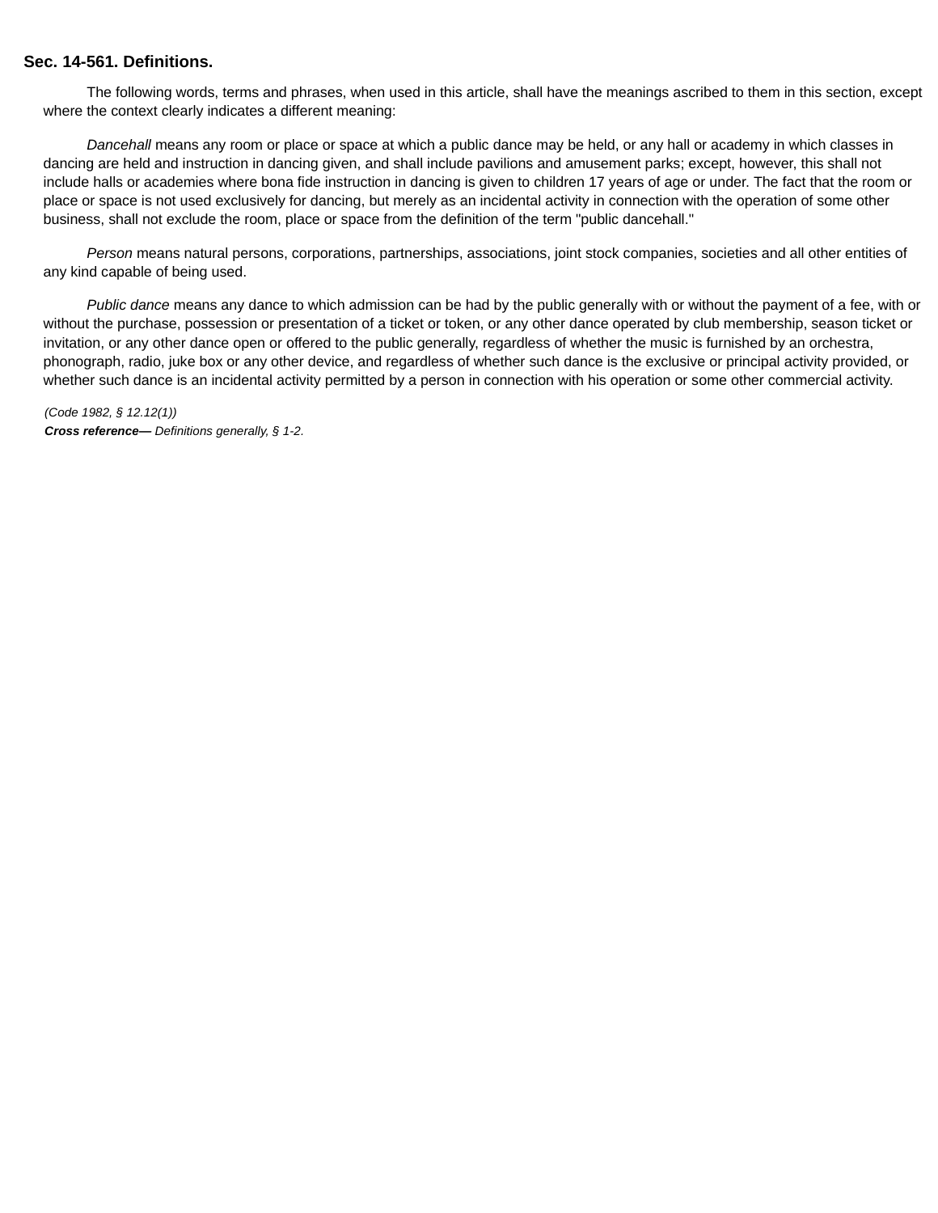### Sec. 14-561. Definitions.

The following words, terms and phrases, when used in this article, shall have the meanings ascribed to them in this section, except where the context clearly indicates a different meaning:

*Dancehall* means any room or place or space at which a public dance may be held, or any hall or academy in which classes in dancing are held and instruction in dancing given, and shall include pavilions and amusement parks; except, however, this shall not include halls or academies where bona fide instruction in dancing is given to children 17 years of age or under. The fact that the room or place or space is not used exclusively for dancing, but merely as an incidental activity in connection with the operation of some other business, shall not exclude the room, place or space from the definition of the term "public dancehall."

*Person* means natural persons, corporations, partnerships, associations, joint stock companies, societies and all other entities of any kind capable of being used.

*Public dance* means any dance to which admission can be had by the public generally with or without the payment of a fee, with or without the purchase, possession or presentation of a ticket or token, or any other dance operated by club membership, season ticket or invitation, or any other dance open or offered to the public generally, regardless of whether the music is furnished by an orchestra, phonograph, radio, juke box or any other device, and regardless of whether such dance is the exclusive or principal activity provided, or whether such dance is an incidental activity permitted by a person in connection with his operation or some other commercial activity.

*(Code 1982, § 12.12(1))*

***Cross reference—*** *Definitions generally, § 1-2.*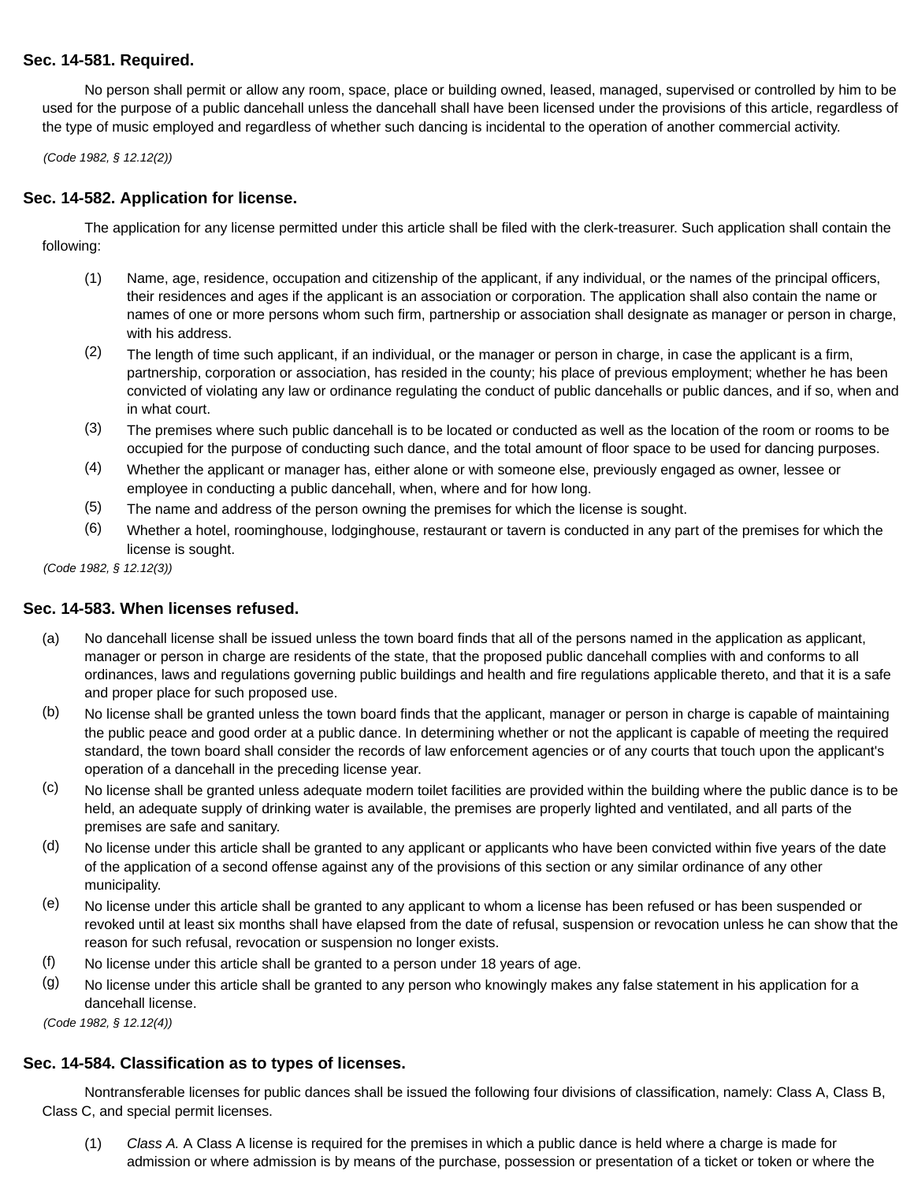**Sec. 14-581. Required.**

No person shall permit or allow any room, space, place or building owned, leased, managed, supervised or controlled by him to be used for the purpose of a public dancehall unless the dancehall shall have been licensed under the provisions of this article, regardless of the type of music employed and regardless of whether such dancing is incidental to the operation of another commercial activity.

*(Code 1982, § 12.12(2))*

**Sec. 14-582. Application for license.**

The application for any license permitted under this article shall be filed with the clerk-treasurer. Such application shall contain the following:

(1) Name, age, residence, occupation and citizenship of the applicant, if any individual, or the names of the principal officers, their residences and ages if the applicant is an association or corporation. The application shall also contain the name or names of one or more persons whom such firm, partnership or association shall designate as manager or person in charge, with his address.

(2) The length of time such applicant, if an individual, or the manager or person in charge, in case the applicant is a firm, partnership, corporation or association, has resided in the county; his place of previous employment; whether he has been convicted of violating any law or ordinance regulating the conduct of public dancehalls or public dances, and if so, when and in what court.

(3) The premises where such public dancehall is to be located or conducted as well as the location of the room or rooms to be occupied for the purpose of conducting such dance, and the total amount of floor space to be used for dancing purposes.

(4) Whether the applicant or manager has, either alone or with someone else, previously engaged as owner, lessee or employee in conducting a public dancehall, when, where and for how long.

(5) The name and address of the person owning the premises for which the license is sought.

(6) Whether a hotel, roominghouse, lodginghouse, restaurant or tavern is conducted in any part of the premises for which the license is sought.

*(Code 1982, § 12.12(3))*

**Sec. 14-583. When licenses refused.**

(a) No dancehall license shall be issued unless the town board finds that all of the persons named in the application as applicant, manager or person in charge are residents of the state, that the proposed public dancehall complies with and conforms to all ordinances, laws and regulations governing public buildings and health and fire regulations applicable thereto, and that it is a safe and proper place for such proposed use.

(b) No license shall be granted unless the town board finds that the applicant, manager or person in charge is capable of maintaining the public peace and good order at a public dance. In determining whether or not the applicant is capable of meeting the required standard, the town board shall consider the records of law enforcement agencies or of any courts that touch upon the applicant's operation of a dancehall in the preceding license year.

(c) No license shall be granted unless adequate modern toilet facilities are provided within the building where the public dance is to be held, an adequate supply of drinking water is available, the premises are properly lighted and ventilated, and all parts of the premises are safe and sanitary.

(d) No license under this article shall be granted to any applicant or applicants who have been convicted within five years of the date of the application of a second offense against any of the provisions of this section or any similar ordinance of any other municipality.

(e) No license under this article shall be granted to any applicant to whom a license has been refused or has been suspended or revoked until at least six months shall have elapsed from the date of refusal, suspension or revocation unless he can show that the reason for such refusal, revocation or suspension no longer exists.

(f) No license under this article shall be granted to a person under 18 years of age.

(g) No license under this article shall be granted to any person who knowingly makes any false statement in his application for a dancehall license.

*(Code 1982, § 12.12(4))*

**Sec. 14-584. Classification as to types of licenses.**

Nontransferable licenses for public dances shall be issued the following four divisions of classification, namely: Class A, Class B, Class C, and special permit licenses.

(1) *Class A.* A Class A license is required for the premises in which a public dance is held where a charge is made for admission or where admission is by means of the purchase, possession or presentation of a ticket or token or where the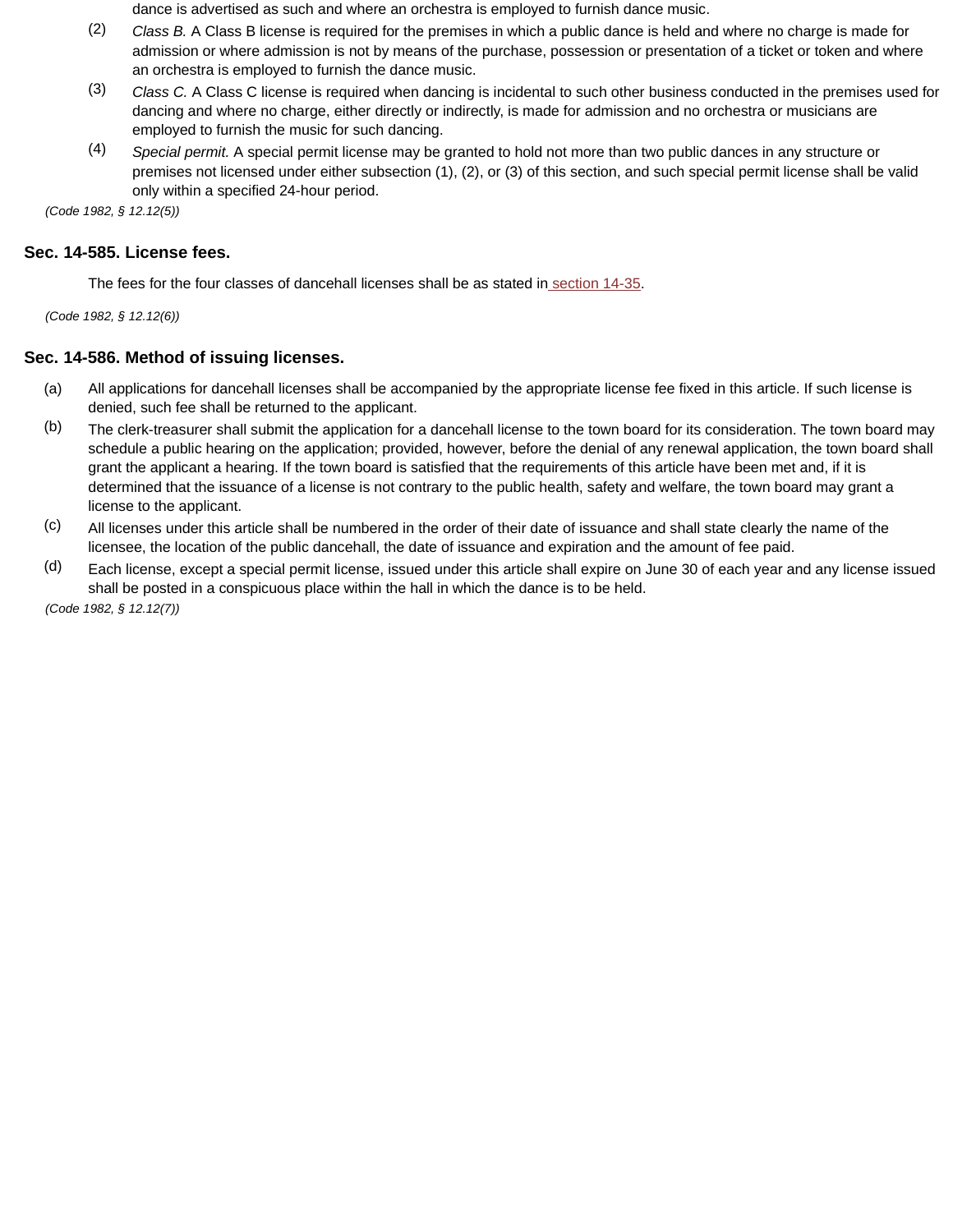dance is advertised as such and where an orchestra is employed to furnish dance music.

(2) *Class B.* A Class B license is required for the premises in which a public dance is held and where no charge is made for admission or where admission is not by means of the purchase, possession or presentation of a ticket or token and where an orchestra is employed to furnish the dance music.

(3) *Class C.* A Class C license is required when dancing is incidental to such other business conducted in the premises used for dancing and where no charge, either directly or indirectly, is made for admission and no orchestra or musicians are employed to furnish the music for such dancing.

(4) *Special permit.* A special permit license may be granted to hold not more than two public dances in any structure or premises not licensed under either subsection (1), (2), or (3) of this section, and such special permit license shall be valid only within a specified 24-hour period.

*(Code 1982, § 12.12(5))*

## Sec. 14-585. License fees.

The fees for the four classes of dancehall licenses shall be as stated in section 14-35.

*(Code 1982, § 12.12(6))*

## Sec. 14-586. Method of issuing licenses.

(a) All applications for dancehall licenses shall be accompanied by the appropriate license fee fixed in this article. If such license is denied, such fee shall be returned to the applicant.

(b) The clerk-treasurer shall submit the application for a dancehall license to the town board for its consideration. The town board may schedule a public hearing on the application; provided, however, before the denial of any renewal application, the town board shall grant the applicant a hearing. If the town board is satisfied that the requirements of this article have been met and, if it is determined that the issuance of a license is not contrary to the public health, safety and welfare, the town board may grant a license to the applicant.

(c) All licenses under this article shall be numbered in the order of their date of issuance and shall state clearly the name of the licensee, the location of the public dancehall, the date of issuance and expiration and the amount of fee paid.

(d) Each license, except a special permit license, issued under this article shall expire on June 30 of each year and any license issued shall be posted in a conspicuous place within the hall in which the dance is to be held.

*(Code 1982, § 12.12(7))*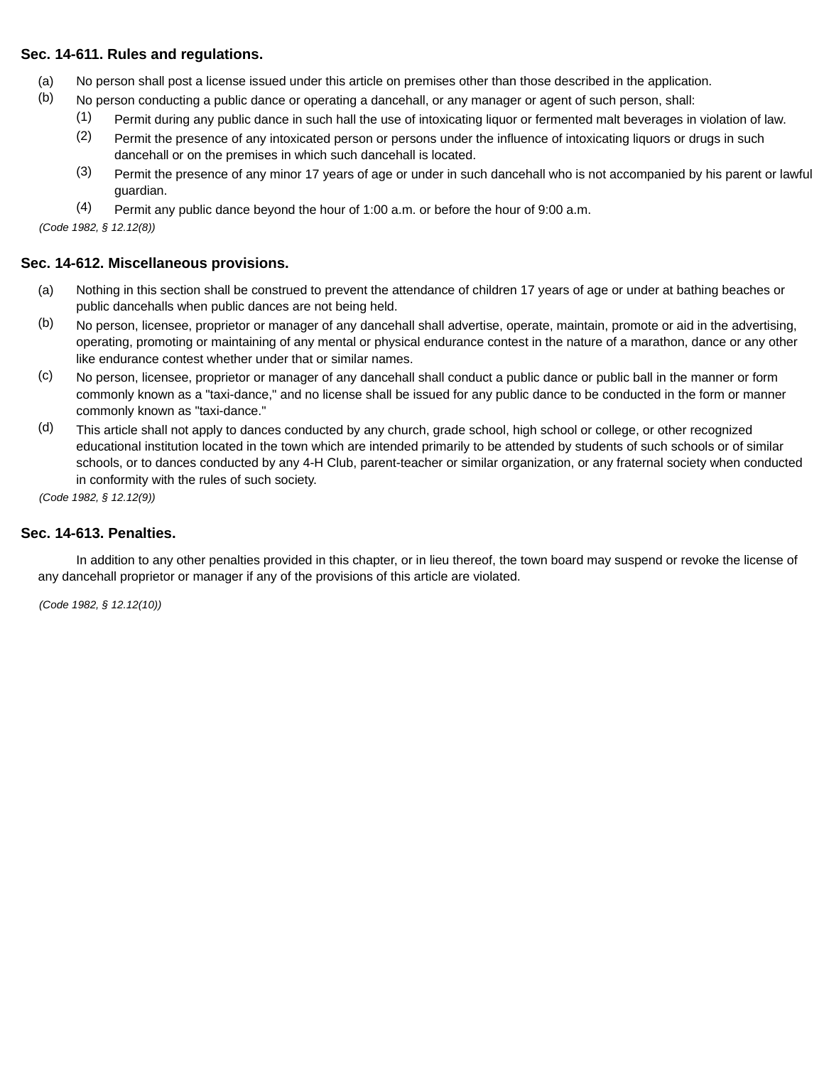### Sec. 14-611. Rules and regulations.

(a) No person shall post a license issued under this article on premises other than those described in the application.

(b) No person conducting a public dance or operating a dancehall, or any manager or agent of such person, shall:

  (1) Permit during any public dance in such hall the use of intoxicating liquor or fermented malt beverages in violation of law.

  (2) Permit the presence of any intoxicated person or persons under the influence of intoxicating liquors or drugs in such dancehall or on the premises in which such dancehall is located.

  (3) Permit the presence of any minor 17 years of age or under in such dancehall who is not accompanied by his parent or lawful guardian.

  (4) Permit any public dance beyond the hour of 1:00 a.m. or before the hour of 9:00 a.m.

*(Code 1982, § 12.12(8))*

### Sec. 14-612. Miscellaneous provisions.

(a) Nothing in this section shall be construed to prevent the attendance of children 17 years of age or under at bathing beaches or public dancehalls when public dances are not being held.

(b) No person, licensee, proprietor or manager of any dancehall shall advertise, operate, maintain, promote or aid in the advertising, operating, promoting or maintaining of any mental or physical endurance contest in the nature of a marathon, dance or any other like endurance contest whether under that or similar names.

(c) No person, licensee, proprietor or manager of any dancehall shall conduct a public dance or public ball in the manner or form commonly known as a "taxi-dance," and no license shall be issued for any public dance to be conducted in the form or manner commonly known as "taxi-dance."

(d) This article shall not apply to dances conducted by any church, grade school, high school or college, or other recognized educational institution located in the town which are intended primarily to be attended by students of such schools or of similar schools, or to dances conducted by any 4-H Club, parent-teacher or similar organization, or any fraternal society when conducted in conformity with the rules of such society.

*(Code 1982, § 12.12(9))*

### Sec. 14-613. Penalties.

In addition to any other penalties provided in this chapter, or in lieu thereof, the town board may suspend or revoke the license of any dancehall proprietor or manager if any of the provisions of this article are violated.

*(Code 1982, § 12.12(10))*